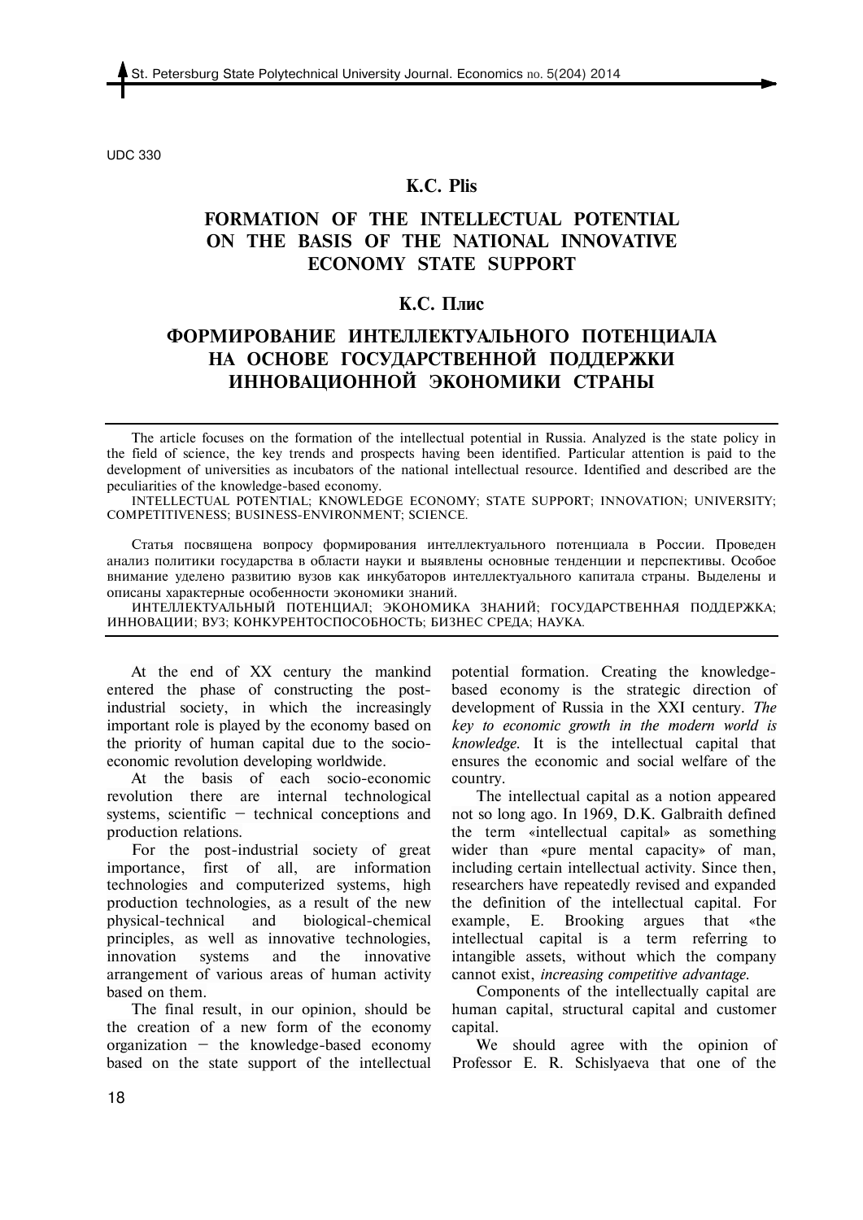UDC 330

**K.C. Plis**

# FORMATION OF THE INTELLECTUAL POTENTIAL ON THE BASIS OF THE NATIONAL INNOVATIVE ECONOMY STATE SUPPORT

**К.С. Плис**

# ФОРМИРОВАНИЕ ИНТЕЛЛЕКТУАЛЬНОГО ПОТЕНЦИАЛА НА ОСНОВЕ ГОСУДАРСТВЕННОЙ ПОДДЕРЖКИ ИННОВАЦИОННОЙ ЭКОНОМИКИ СТРАНЫ

The article focuses on the formation of the intellectual potential in Russia. Analyzed is the state policy in the field of science, the key trends and prospects having been identified. Particular attention is paid to the development of universities as incubators of the national intellectual resource. Identified and described are the peculiarities of the knowledge-based economy.

INTELLECTUAL POTENTIAL; KNOWLEDGE ECONOMY; STATE SUPPORT; INNOVATION; UNIVERSITY; COMPETITIVENESS; BUSINESS-ENVIRONMENT; SCIENCE.

Статья посвящена вопросу формирования интеллектуального потенциала в России. Проведен анализ политики государства в области науки и выявлены основные тенденции и перспективы. Особое внимание уделено развитию вузов как инкубаторов интеллектуального капитала страны. Выделены и описаны характерные особенности экономики знаний.

ИНТЕЛЛЕКТУАЛЬНЫЙ ПОТЕНЦИАЛ; ЭКОНОМИКА ЗНАНИЙ; ГОСУДАРСТВЕННАЯ ПОДДЕРЖКА; ИННОВАЦИИ; ВУЗ; КОНКУРЕНТОСПОСОБНОСТЬ; БИЗНЕС СРЕДА; НАУКА.

At the end of XX century the mankind entered the phase of constructing the post-industrial society, in which the increasingly important role is played by the economy based on the priority of human capital due to the socio-economic revolution developing worldwide.

At the basis of each socio-economic revolution there are internal technological systems, scientific – technical conceptions and production relations.

For the post-industrial society of great importance, first of all, are information technologies and computerized systems, high production technologies, as a result of the new physical-technical and biological-chemical principles, as well as innovative technologies, innovation systems and the innovative arrangement of various areas of human activity based on them.

The final result, in our opinion, should be the creation of a new form of the economy organization – the knowledge-based economy based on the state support of the intellectual potential formation. Creating the knowledge-based economy is the strategic direction of development of Russia in the XXI century. *The key to economic growth in the modern world is knowledge.* It is the intellectual capital that ensures the economic and social welfare of the country.

The intellectual capital as a notion appeared not so long ago. In 1969, D.K. Galbraith defined the term «intellectual capital» as something wider than «pure mental capacity» of man, including certain intellectual activity. Since then, researchers have repeatedly revised and expanded the definition of the intellectual capital. For example, E. Brooking argues that «the intellectual capital is a term referring to intangible assets, without which the company cannot exist, *increasing competitive advantage.*

Components of the intellectually capital are human capital, structural capital and customer capital.

We should agree with the opinion of Professor E. R. Schislyaeva that one of the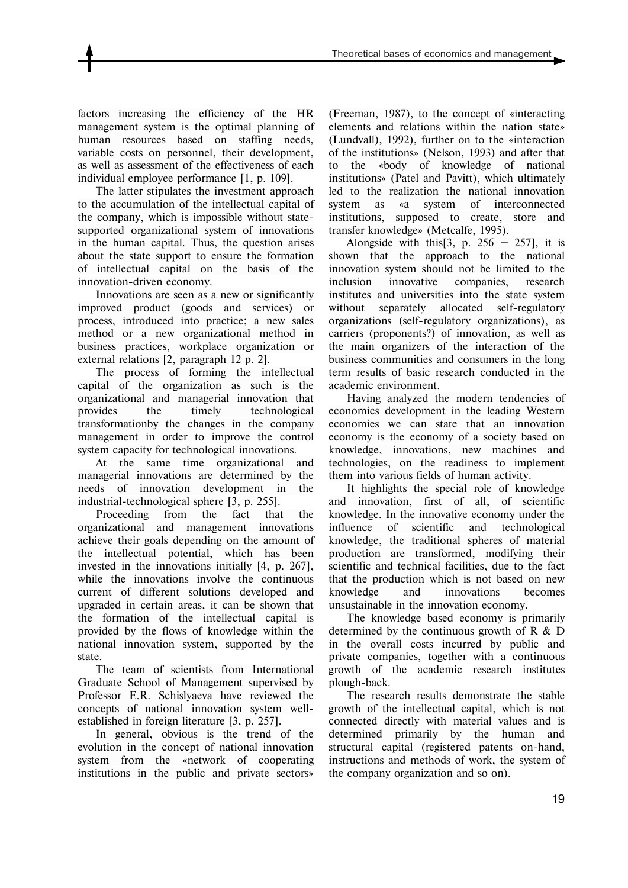factors increasing the efficiency of the HR management system is the optimal planning of human resources based on staffing needs, variable costs on personnel, their development, as well as assessment of the effectiveness of each individual employee performance [1, p. 109].

The latter stipulates the investment approach to the accumulation of the intellectual capital of the company, which is impossible without state-supported organizational system of innovations in the human capital. Thus, the question arises about the state support to ensure the formation of intellectual capital on the basis of the innovation-driven economy.

Innovations are seen as a new or significantly improved product (goods and services) or process, introduced into practice; a new sales method or a new organizational method in business practices, workplace organization or external relations [2, paragraph 12 p. 2].

The process of forming the intellectual capital of the organization as such is the organizational and managerial innovation that provides the timely technological transformationby the changes in the company management in order to improve the control system capacity for technological innovations.

At the same time organizational and managerial innovations are determined by the needs of innovation development in the industrial-technological sphere [3, p. 255].

Proceeding from the fact that the organizational and management innovations achieve their goals depending on the amount of the intellectual potential, which has been invested in the innovations initially [4, p. 267], while the innovations involve the continuous current of different solutions developed and upgraded in certain areas, it can be shown that the formation of the intellectual capital is provided by the flows of knowledge within the national innovation system, supported by the state.

The team of scientists from International Graduate School of Management supervised by Professor E.R. Schislyaeva have reviewed the concepts of national innovation system well-established in foreign literature [3, p. 257].

In general, obvious is the trend of the evolution in the concept of national innovation system from the «network of cooperating institutions in the public and private sectors» (Freeman, 1987), to the concept of «interacting elements and relations within the nation state» (Lundvall), 1992), further on to the «interaction of the institutions» (Nelson, 1993) and after that to the «body of knowledge of national institutions» (Patel and Pavitt), which ultimately led to the realization the national innovation system as «a system of interconnected institutions, supposed to create, store and transfer knowledge» (Metcalfe, 1995).

Alongside with this[3, p. 256 – 257], it is shown that the approach to the national innovation system should not be limited to the inclusion innovative companies, research institutes and universities into the state system without separately allocated self-regulatory organizations (self-regulatory organizations), as well as carriers (proponents?) of innovation, as well as the main organizers of the interaction of the business communities and consumers in the long term results of basic research conducted in the academic environment.

Having analyzed the modern tendencies of economics development in the leading Western economies we can state that an innovation economy is the economy of a society based on knowledge, innovations, new machines and technologies, on the readiness to implement them into various fields of human activity.

It highlights the special role of knowledge and innovation, first of all, of scientific knowledge. In the innovative economy under the influence of scientific and technological knowledge, the traditional spheres of material production are transformed, modifying their scientific and technical facilities, due to the fact that the production which is not based on new knowledge and innovations becomes unsustainable in the innovation economy.

The knowledge based economy is primarily determined by the continuous growth of R & D in the overall costs incurred by public and private companies, together with a continuous growth of the academic research institutes plough-back.

The research results demonstrate the stable growth of the intellectual capital, which is not connected directly with material values and is determined primarily by the human and structural capital (registered patents on-hand, instructions and methods of work, the system of the company organization and so on).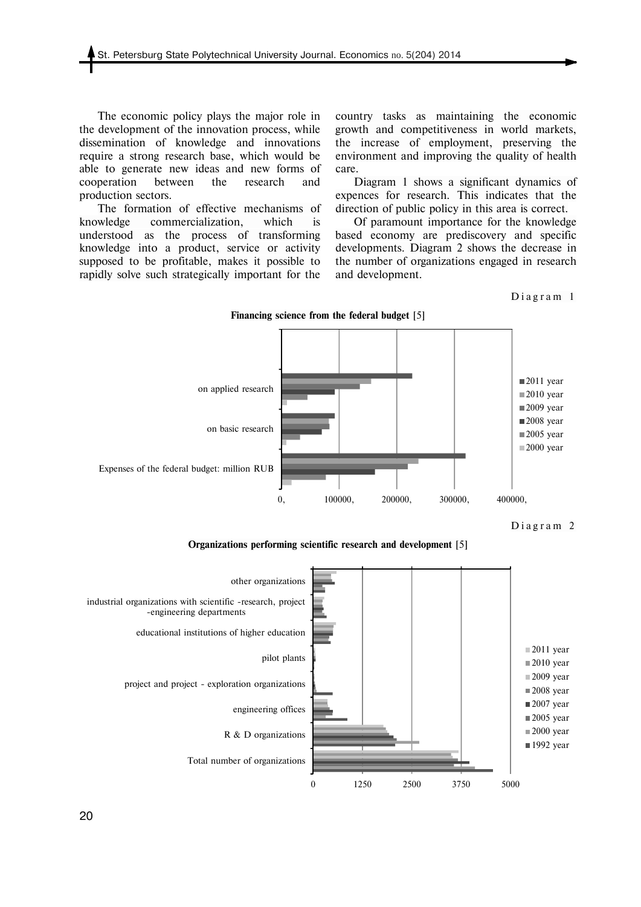The economic policy plays the major role in the development of the innovation process, while dissemination of knowledge and innovations require a strong research base, which would be able to generate new ideas and new forms of cooperation between the research and production sectors.

The formation of effective mechanisms of knowledge commercialization, which is understood as the process of transforming knowledge into a product, service or activity supposed to be profitable, makes it possible to rapidly solve such strategically important for the country tasks as maintaining the economic growth and competitiveness in world markets, the increase of employment, preserving the environment and improving the quality of health care.

Diagram 1 shows a significant dynamics of expences for research. This indicates that the direction of public policy in this area is correct.

Of paramount importance for the knowledge based economy are prediscovery and specific developments. Diagram 2 shows the decrease in the number of organizations engaged in research and development.

Diagram 1

**Financing science from the federal budget** [5]

Diagram 2

**Organizations performing scientific research and development** [5]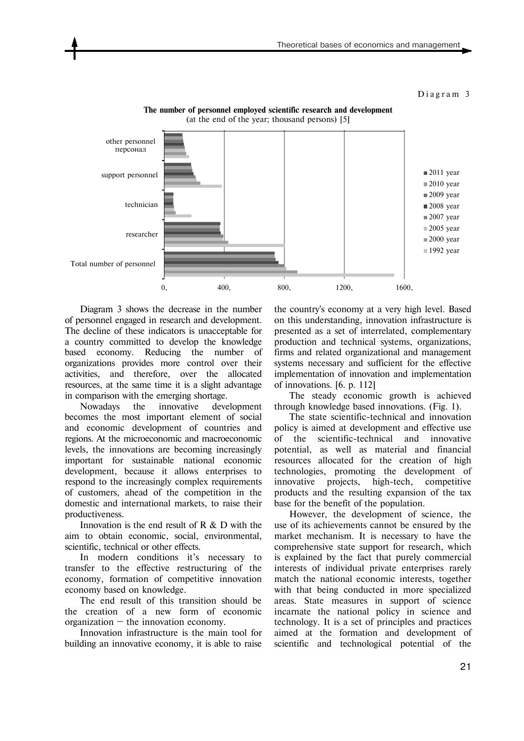Diagram 3

**The number of personnel employed scientific research and development**
(at the end of the year; thousand persons) [5]

Diagram 3 shows the decrease in the number of personnel engaged in research and development. The decline of these indicators is unacceptable for a country committed to develop the knowledge based economy. Reducing the number of organizations provides more control over their activities, and therefore, over the allocated resources, at the same time it is a slight advantage in comparison with the emerging shortage.

Nowadays the innovative development becomes the most important element of social and economic development of countries and regions. At the microeconomic and macroeconomic levels, the innovations are becoming increasingly important for sustainable national economic development, because it allows enterprises to respond to the increasingly complex requirements of customers, ahead of the competition in the domestic and international markets, to raise their productiveness.

Innovation is the end result of R & D with the aim to obtain economic, social, environmental, scientific, technical or other effects.

In modern conditions it's necessary to transfer to the effective restructuring of the economy, formation of competitive innovation economy based on knowledge.

The end result of this transition should be the creation of a new form of economic organization – the innovation economy.

Innovation infrastructure is the main tool for building an innovative economy, it is able to raise the country's economy at a very high level. Based on this understanding, innovation infrastructure is presented as a set of interrelated, complementary production and technical systems, organizations, firms and related organizational and management systems necessary and sufficient for the effective implementation of innovation and implementation of innovations. [6. p. 112]

The steady economic growth is achieved through knowledge based innovations. (Fig. 1).

The state scientific-technical and innovation policy is aimed at development and effective use of the scientific-technical and innovative potential, as well as material and financial resources allocated for the creation of high technologies, promoting the development of innovative projects, high-tech, competitive products and the resulting expansion of the tax base for the benefit of the population.

However, the development of science, the use of its achievements cannot be ensured by the market mechanism. It is necessary to have the comprehensive state support for research, which is explained by the fact that purely commercial interests of individual private enterprises rarely match the national economic interests, together with that being conducted in more specialized areas. State measures in support of science incarnate the national policy in science and technology. It is a set of principles and practices aimed at the formation and development of scientific and technological potential of the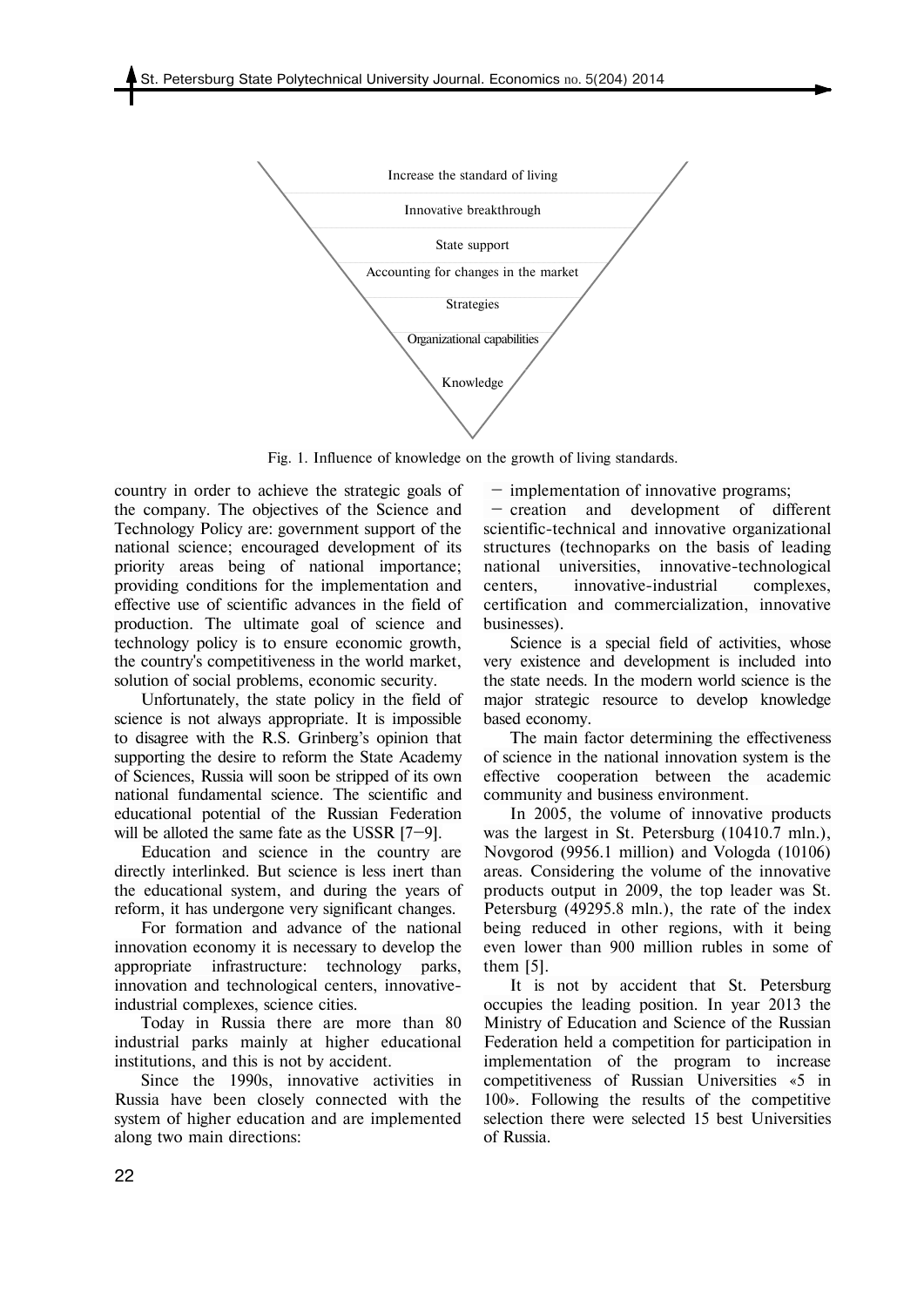Increase the standard of living

Innovative breakthrough

State support

Accounting for changes in the market

Strategies

Organizational capabilities

Knowledge

Fig. 1. Influence of knowledge on the growth of living standards.

country in order to achieve the strategic goals of the company. The objectives of the Science and Technology Policy are: government support of the national science; encouraged development of its priority areas being of national importance; providing conditions for the implementation and effective use of scientific advances in the field of production. The ultimate goal of science and technology policy is to ensure economic growth, the country's competitiveness in the world market, solution of social problems, economic security.

Unfortunately, the state policy in the field of science is not always appropriate. It is impossible to disagree with the R.S. Grinberg's opinion that supporting the desire to reform the State Academy of Sciences, Russia will soon be stripped of its own national fundamental science. The scientific and educational potential of the Russian Federation will be alloted the same fate as the USSR [7–9].

Education and science in the country are directly interlinked. But science is less inert than the educational system, and during the years of reform, it has undergone very significant changes.

For formation and advance of the national innovation economy it is necessary to develop the appropriate infrastructure: technology parks, innovation and technological centers, innovative-industrial complexes, science cities.

Today in Russia there are more than 80 industrial parks mainly at higher educational institutions, and this is not by accident.

Since the 1990s, innovative activities in Russia have been closely connected with the system of higher education and are implemented along two main directions:

– implementation of innovative programs;

– creation and development of different scientific-technical and innovative organizational structures (technoparks on the basis of leading national universities, innovative-technological centers, innovative-industrial complexes, certification and commercialization, innovative businesses).

Science is a special field of activities, whose very existence and development is included into the state needs. In the modern world science is the major strategic resource to develop knowledge based economy.

The main factor determining the effectiveness of science in the national innovation system is the effective cooperation between the academic community and business environment.

In 2005, the volume of innovative products was the largest in St. Petersburg (10410.7 mln.), Novgorod (9956.1 million) and Vologda (10106) areas. Considering the volume of the innovative products output in 2009, the top leader was St. Petersburg (49295.8 mln.), the rate of the index being reduced in other regions, with it being even lower than 900 million rubles in some of them [5].

It is not by accident that St. Petersburg occupies the leading position. In year 2013 the Ministry of Education and Science of the Russian Federation held a competition for participation in implementation of the program to increase competitiveness of Russian Universities «5 in 100». Following the results of the competitive selection there were selected 15 best Universities of Russia.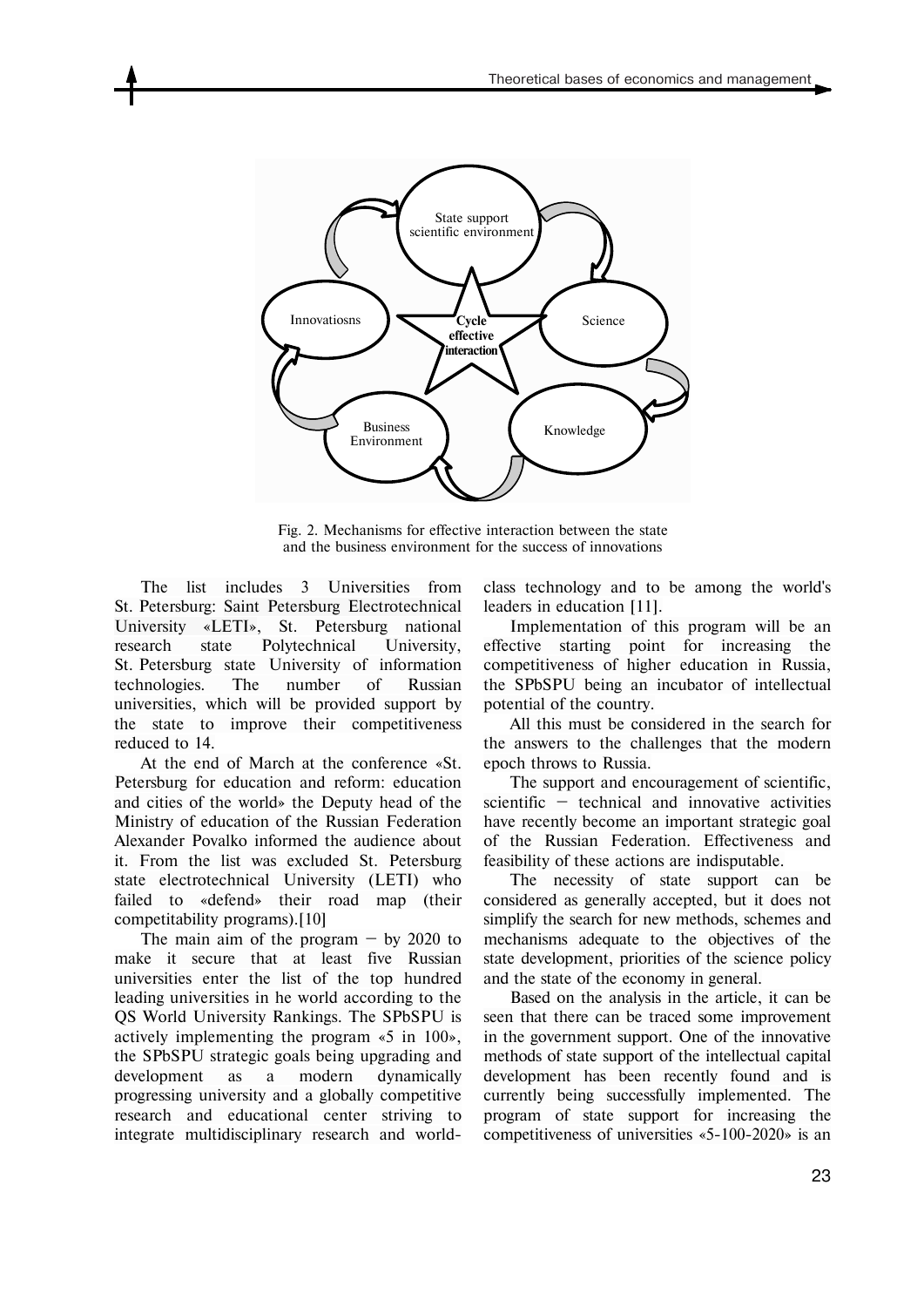Fig. 2. Mechanisms for effective interaction between the state and the business environment for the success of innovations

The list includes 3 Universities from St. Petersburg: Saint Petersburg Electrotechnical University «LETI», St. Petersburg national research state Polytechnical University, St. Petersburg state University of information technologies. The number of Russian universities, which will be provided support by the state to improve their competitiveness reduced to 14.

At the end of March at the conference «St. Petersburg for education and reform: education and cities of the world» the Deputy head of the Ministry of education of the Russian Federation Alexander Povalko informed the audience about it. From the list was excluded St. Petersburg state electrotechnical University (LETI) who failed to «defend» their road map (their competitability programs).[10]

The main aim of the program – by 2020 to make it secure that at least five Russian universities enter the list of the top hundred leading universities in he world according to the QS World University Rankings. The SPbSPU is actively implementing the program «5 in 100», the SPbSPU strategic goals being upgrading and development as a modern dynamically progressing university and a globally competitive research and educational center striving to integrate multidisciplinary research and world-class technology and to be among the world's leaders in education [11].

Implementation of this program will be an effective starting point for increasing the competitiveness of higher education in Russia, the SPbSPU being an incubator of intellectual potential of the country.

All this must be considered in the search for the answers to the challenges that the modern epoch throws to Russia.

The support and encouragement of scientific, scientific – technical and innovative activities have recently become an important strategic goal of the Russian Federation. Effectiveness and feasibility of these actions are indisputable.

The necessity of state support can be considered as generally accepted, but it does not simplify the search for new methods, schemes and mechanisms adequate to the objectives of the state development, priorities of the science policy and the state of the economy in general.

Based on the analysis in the article, it can be seen that there can be traced some improvement in the government support. One of the innovative methods of state support of the intellectual capital development has been recently found and is currently being successfully implemented. The program of state support for increasing the competitiveness of universities «5-100-2020» is an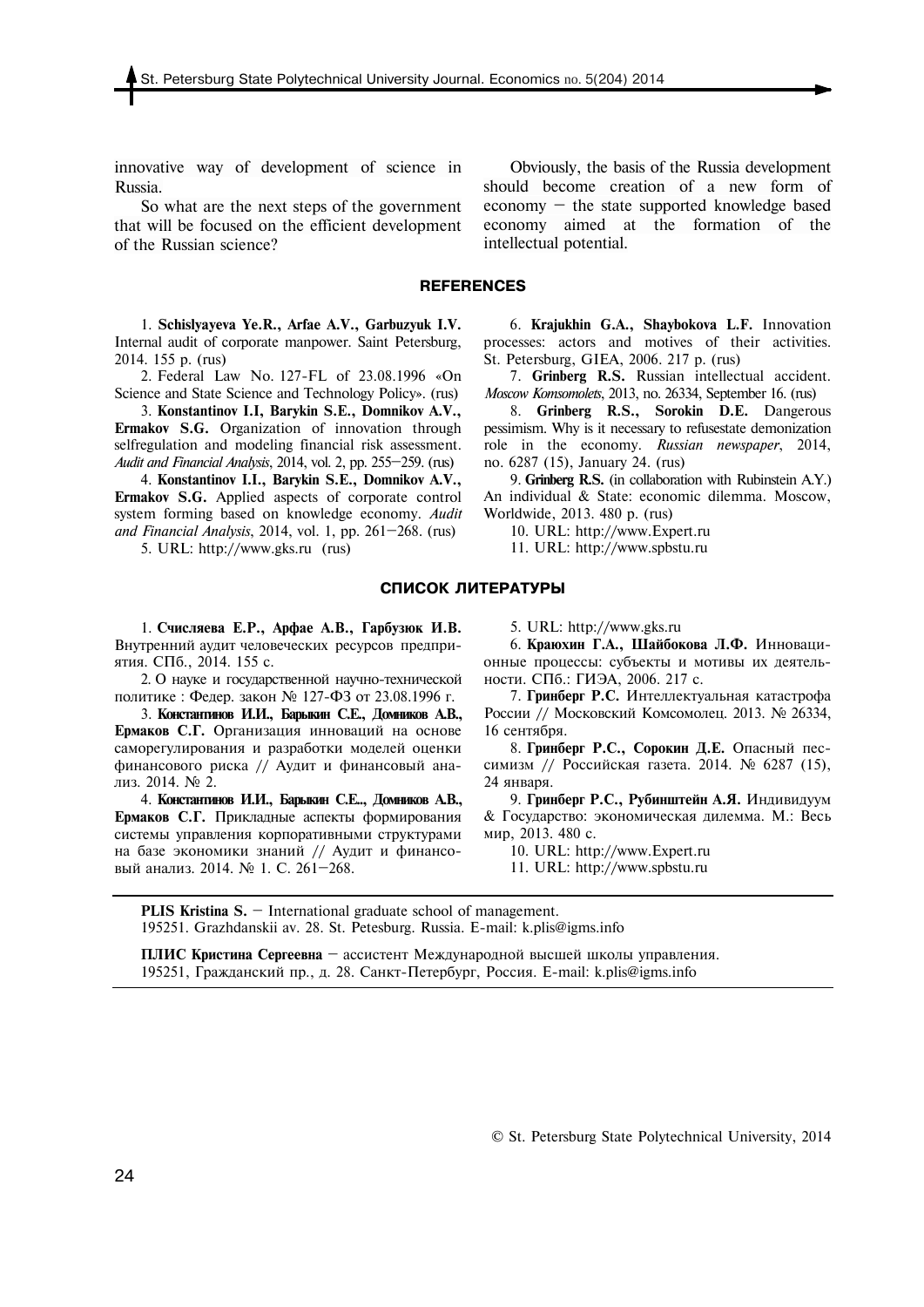innovative way of development of science in Russia.

So what are the next steps of the government that will be focused on the efficient development of the Russian science?

Obviously, the basis of the Russia development should become creation of a new form of economy – the state supported knowledge based economy aimed at the formation of the intellectual potential.

## REFERENCES

1. **Schislyayeva Ye.R., Arfae A.V., Garbuzyuk I.V.** Internal audit of corporate manpower. Saint Petersburg, 2014. 155 p. (rus)
2. Federal Law No. 127-FL of 23.08.1996 «On Science and State Science and Technology Policy». (rus)
3. **Konstantinov I.I, Barykin S.E., Domnikov A.V., Ermakov S.G.** Organization of innovation through selfregulation and modeling financial risk assessment. *Audit and Financial Analysis*, 2014, vol. 2, pp. 255–259. (rus)
4. **Konstantinov I.I., Barykin S.E., Domnikov A.V., Ermakov S.G.** Applied aspects of corporate control system forming based on knowledge economy. *Audit and Financial Analysis*, 2014, vol. 1, pp. 261–268. (rus)
5. URL: http://www.gks.ru (rus)
6. **Krajukhin G.A., Shaybokova L.F.** Innovation processes: actors and motives of their activities. St. Petersburg, GIEA, 2006. 217 p. (rus)
7. **Grinberg R.S.** Russian intellectual accident. *Moscow Komsomolets*, 2013, no. 26334, September 16. (rus)
8. **Grinberg R.S., Sorokin D.E.** Dangerous pessimism. Why is it necessary to refusestate demonization role in the economy. *Russian newspaper*, 2014, no. 6287 (15), January 24. (rus)
9. **Grinberg R.S.** (in collaboration with Rubinstein A.Y.) An individual & State: economic dilemma. Moscow, Worldwide, 2013. 480 p. (rus)
10. URL: http://www.Expert.ru
11. URL: http://www.spbstu.ru

## СПИСОК ЛИТЕРАТУРЫ

1. **Счисляева Е.Р., Арфае А.В., Гарбузюк И.В.** Внутренний аудит человеческих ресурсов предприятия. СПб., 2014. 155 с.
2. О науке и государственной научно-технической политике : Федер. закон № 127-ФЗ от 23.08.1996 г.
3. **Константинов И.И., Барыкин С.Е., Домников А.В., Ермаков С.Г.** Организация инноваций на основе саморегулирования и разработки моделей оценки финансового риска // Аудит и финансовый анализ. 2014. № 2.
4. **Константинов И.И., Барыкин С.Е.., Домников А.В., Ермаков С.Г.** Прикладные аспекты формирования системы управления корпоративными структурами на базе экономики знаний // Аудит и финансовый анализ. 2014. № 1. С. 261–268.
5. URL: http://www.gks.ru
6. **Краюхин Г.А., Шайбокова Л.Ф.** Инновационные процессы: субъекты и мотивы их деятельности. СПб.: ГИЭА, 2006. 217 с.
7. **Гринберг Р.С.** Интеллектуальная катастрофа России // Московский Комсомолец. 2013. № 26334, 16 сентября.
8. **Гринберг Р.С., Сорокин Д.Е.** Опасный пессимизм // Российская газета. 2014. № 6287 (15), 24 января.
9. **Гринберг Р.С., Рубинштейн А.Я.** Индивидуум & Государство: экономическая дилемма. М.: Весь мир, 2013. 480 с.
10. URL: http://www.Expert.ru
11. URL: http://www.spbstu.ru

---

**PLIS Kristina S.** – International graduate school of management.
195251. Grazhdanskii av. 28. St. Petesburg. Russia. E-mail: k.plis@igms.info

**ПЛИС Кристина Сергеевна** – ассистент Международной высшей школы управления.
195251, Гражданский пр., д. 28. Санкт-Петербург, Россия. E-mail: k.plis@igms.info

---

© St. Petersburg State Polytechnical University, 2014